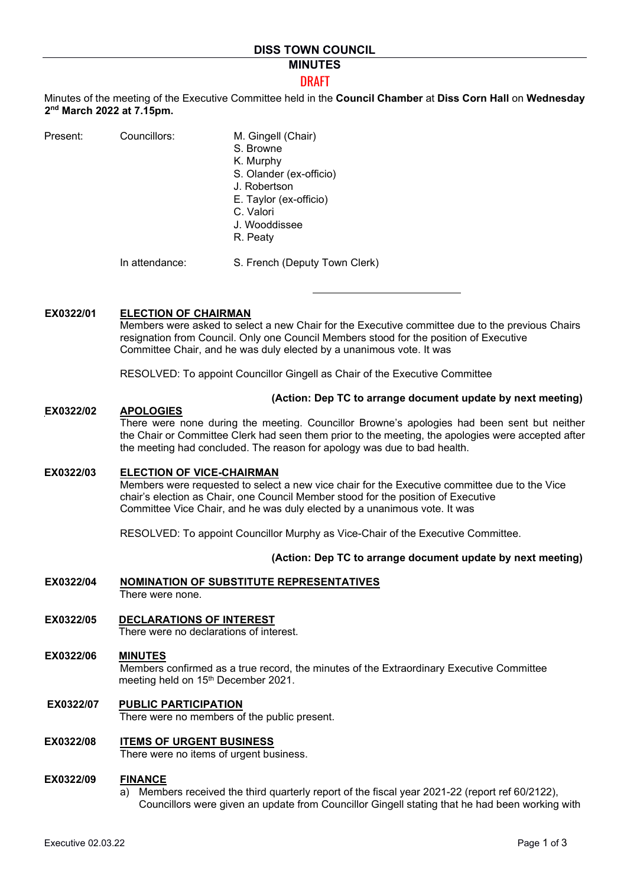# DISS TOWN COUNCIL

## MINUTES

DRAFT

Minutes of the meeting of the Executive Committee held in the **Council Chamber** at **Diss Corn Hall** on **Wednesday 2nd March 2022 at 7.15pm.**

Present: Councillors:
- M. Gingell (Chair)
- S. Browne
- K. Murphy
- S. Olander (ex-officio)
- J. Robertson
- E. Taylor (ex-officio)
- C. Valori
- J. Wooddissee
- R. Peaty

In attendance: S. French (Deputy Town Clerk)

---

**EX0322/01 ELECTION OF CHAIRMAN**

Members were asked to select a new Chair for the Executive committee due to the previous Chairs resignation from Council. Only one Council Members stood for the position of Executive Committee Chair, and he was duly elected by a unanimous vote. It was

RESOLVED: To appoint Councillor Gingell as Chair of the Executive Committee

**(Action: Dep TC to arrange document update by next meeting)**

**EX0322/02 APOLOGIES**

There were none during the meeting. Councillor Browne's apologies had been sent but neither the Chair or Committee Clerk had seen them prior to the meeting, the apologies were accepted after the meeting had concluded. The reason for apology was due to bad health.

**EX0322/03 ELECTION OF VICE-CHAIRMAN**

Members were requested to select a new vice chair for the Executive committee due to the Vice chair's election as Chair, one Council Member stood for the position of Executive Committee Vice Chair, and he was duly elected by a unanimous vote. It was

RESOLVED: To appoint Councillor Murphy as Vice-Chair of the Executive Committee.

**(Action: Dep TC to arrange document update by next meeting)**

**EX0322/04 NOMINATION OF SUBSTITUTE REPRESENTATIVES**

There were none.

**EX0322/05 DECLARATIONS OF INTEREST**

There were no declarations of interest.

**EX0322/06 MINUTES**

Members confirmed as a true record, the minutes of the Extraordinary Executive Committee meeting held on 15th December 2021.

**EX0322/07 PUBLIC PARTICIPATION**

There were no members of the public present.

**EX0322/08 ITEMS OF URGENT BUSINESS**

There were no items of urgent business.

**EX0322/09 FINANCE**

a) Members received the third quarterly report of the fiscal year 2021-22 (report ref 60/2122), Councillors were given an update from Councillor Gingell stating that he had been working with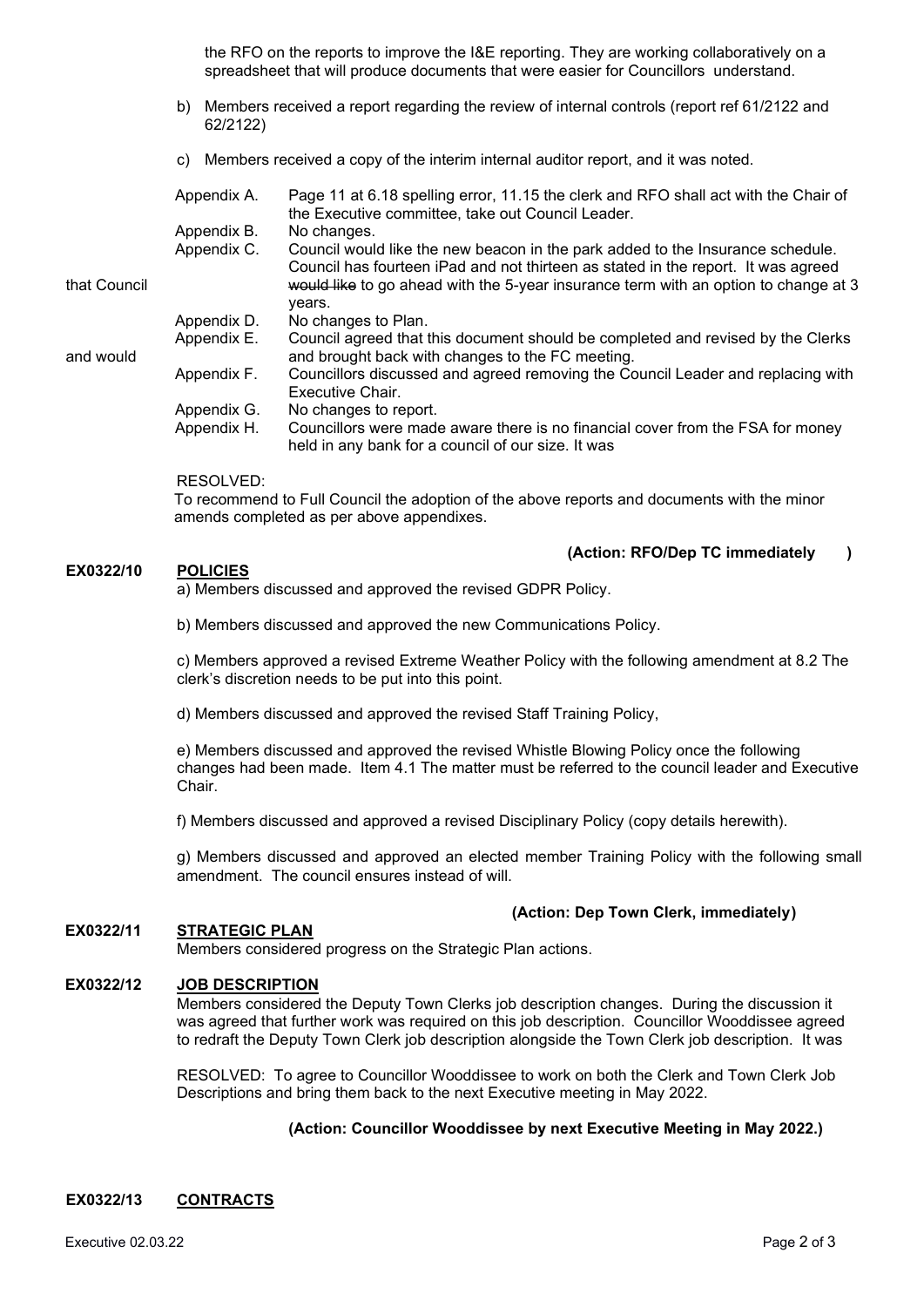the RFO on the reports to improve the I&E reporting. They are working collaboratively on a spreadsheet that will produce documents that were easier for Councillors understand.

b) Members received a report regarding the review of internal controls (report ref 61/2122 and 62/2122)

c) Members received a copy of the interim internal auditor report, and it was noted.

| | |
|---|---|
| Appendix A. | Page 11 at 6.18 spelling error, 11.15 the clerk and RFO shall act with the Chair of the Executive committee, take out Council Leader. |
| Appendix B. | No changes. |
| Appendix C. | Council would like the new beacon in the park added to the Insurance schedule. Council has fourteen iPad and not thirteen as stated in the report. It was agreed that Council ~~would like~~ to go ahead with the 5-year insurance term with an option to change at 3 years. |
| Appendix D. | No changes to Plan. |
| Appendix E. | Council agreed that this document should be completed and revised by the Clerks and would and brought back with changes to the FC meeting. |
| Appendix F. | Councillors discussed and agreed removing the Council Leader and replacing with Executive Chair. |
| Appendix G. | No changes to report. |
| Appendix H. | Councillors were made aware there is no financial cover from the FSA for money held in any bank for a council of our size. It was |

RESOLVED:
To recommend to Full Council the adoption of the above reports and documents with the minor amends completed as per above appendixes.

**(Action: RFO/Dep TC immediately )**

## EX0322/10 POLICIES

a) Members discussed and approved the revised GDPR Policy.

b) Members discussed and approved the new Communications Policy.

c) Members approved a revised Extreme Weather Policy with the following amendment at 8.2 The clerk's discretion needs to be put into this point.

d) Members discussed and approved the revised Staff Training Policy,

e) Members discussed and approved the revised Whistle Blowing Policy once the following changes had been made. Item 4.1 The matter must be referred to the council leader and Executive Chair.

f) Members discussed and approved a revised Disciplinary Policy (copy details herewith).

g) Members discussed and approved an elected member Training Policy with the following small amendment. The council ensures instead of will.

**(Action: Dep Town Clerk, immediately)**

## EX0322/11 STRATEGIC PLAN

Members considered progress on the Strategic Plan actions.

## EX0322/12 JOB DESCRIPTION

Members considered the Deputy Town Clerks job description changes. During the discussion it was agreed that further work was required on this job description. Councillor Wooddissee agreed to redraft the Deputy Town Clerk job description alongside the Town Clerk job description. It was

RESOLVED: To agree to Councillor Wooddissee to work on both the Clerk and Town Clerk Job Descriptions and bring them back to the next Executive meeting in May 2022.

**(Action: Councillor Wooddissee by next Executive Meeting in May 2022.)**

## EX0322/13 CONTRACTS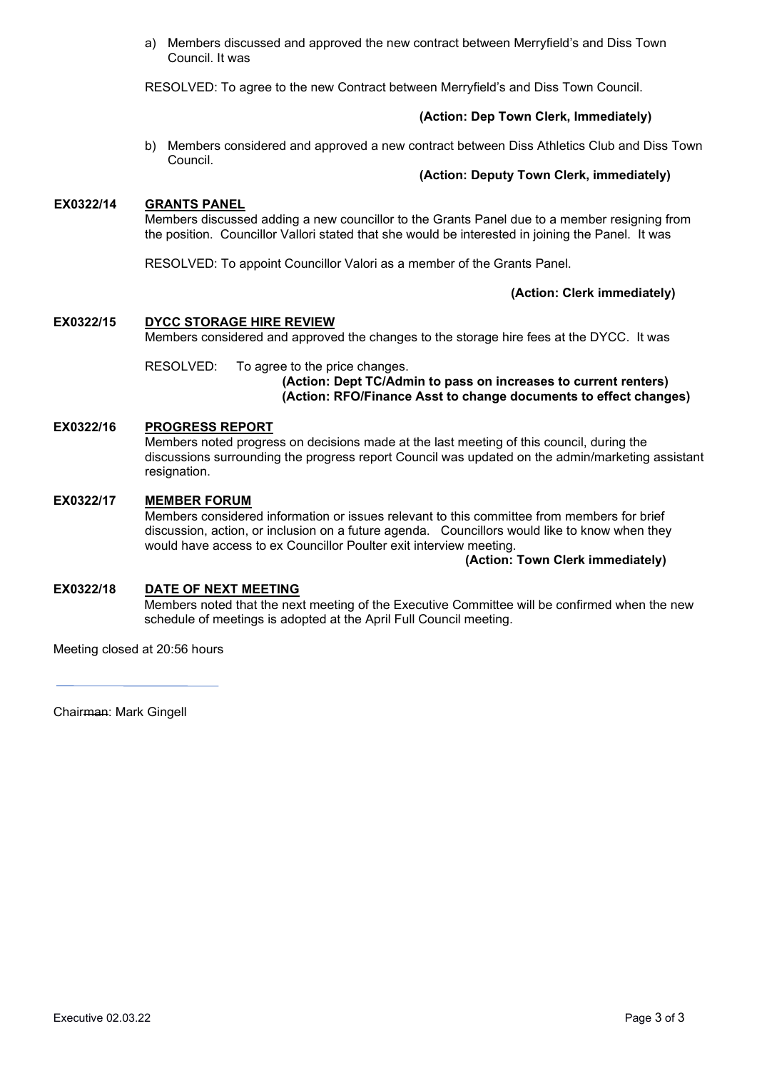a) Members discussed and approved the new contract between Merryfield's and Diss Town Council. It was

RESOLVED: To agree to the new Contract between Merryfield's and Diss Town Council.

**(Action: Dep Town Clerk, Immediately)**

b) Members considered and approved a new contract between Diss Athletics Club and Diss Town Council.

**(Action: Deputy Town Clerk, immediately)**

**EX0322/14 GRANTS PANEL**

Members discussed adding a new councillor to the Grants Panel due to a member resigning from the position. Councillor Vallori stated that she would be interested in joining the Panel. It was

RESOLVED: To appoint Councillor Valori as a member of the Grants Panel.

**(Action: Clerk immediately)**

**EX0322/15 DYCC STORAGE HIRE REVIEW**

Members considered and approved the changes to the storage hire fees at the DYCC. It was

RESOLVED: To agree to the price changes.

**(Action: Dept TC/Admin to pass on increases to current renters)**
**(Action: RFO/Finance Asst to change documents to effect changes)**

**EX0322/16 PROGRESS REPORT**

Members noted progress on decisions made at the last meeting of this council, during the discussions surrounding the progress report Council was updated on the admin/marketing assistant resignation.

**EX0322/17 MEMBER FORUM**

Members considered information or issues relevant to this committee from members for brief discussion, action, or inclusion on a future agenda. Councillors would like to know when they would have access to ex Councillor Poulter exit interview meeting.

**(Action: Town Clerk immediately)**

**EX0322/18 DATE OF NEXT MEETING**

Members noted that the next meeting of the Executive Committee will be confirmed when the new schedule of meetings is adopted at the April Full Council meeting.

Meeting closed at 20:56 hours

Chair~~man~~: Mark Gingell